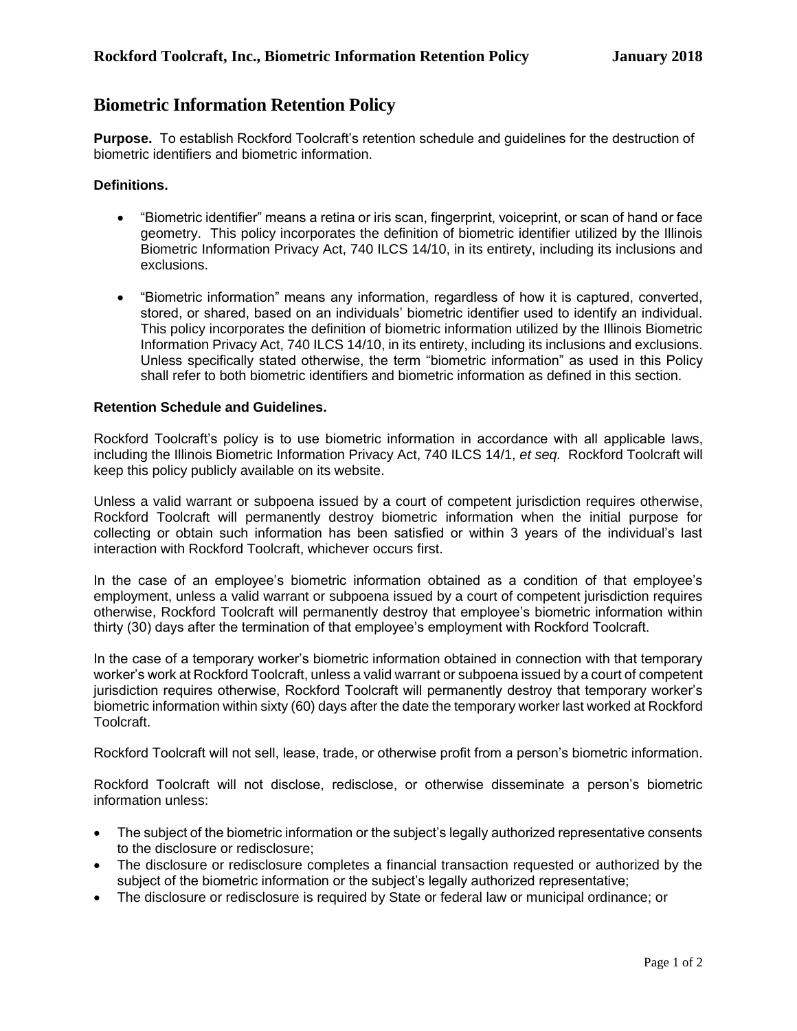# Biometric Information Retention Policy

**Purpose.** To establish Rockford Toolcraft's retention schedule and guidelines for the destruction of biometric identifiers and biometric information.

**Definitions.**

- "Biometric identifier" means a retina or iris scan, fingerprint, voiceprint, or scan of hand or face geometry. This policy incorporates the definition of biometric identifier utilized by the Illinois Biometric Information Privacy Act, 740 ILCS 14/10, in its entirety, including its inclusions and exclusions.

- "Biometric information" means any information, regardless of how it is captured, converted, stored, or shared, based on an individuals' biometric identifier used to identify an individual. This policy incorporates the definition of biometric information utilized by the Illinois Biometric Information Privacy Act, 740 ILCS 14/10, in its entirety, including its inclusions and exclusions. Unless specifically stated otherwise, the term "biometric information" as used in this Policy shall refer to both biometric identifiers and biometric information as defined in this section.

**Retention Schedule and Guidelines.**

Rockford Toolcraft's policy is to use biometric information in accordance with all applicable laws, including the Illinois Biometric Information Privacy Act, 740 ILCS 14/1, *et seq.* Rockford Toolcraft will keep this policy publicly available on its website.

Unless a valid warrant or subpoena issued by a court of competent jurisdiction requires otherwise, Rockford Toolcraft will permanently destroy biometric information when the initial purpose for collecting or obtain such information has been satisfied or within 3 years of the individual's last interaction with Rockford Toolcraft, whichever occurs first.

In the case of an employee's biometric information obtained as a condition of that employee's employment, unless a valid warrant or subpoena issued by a court of competent jurisdiction requires otherwise, Rockford Toolcraft will permanently destroy that employee's biometric information within thirty (30) days after the termination of that employee's employment with Rockford Toolcraft.

In the case of a temporary worker's biometric information obtained in connection with that temporary worker's work at Rockford Toolcraft, unless a valid warrant or subpoena issued by a court of competent jurisdiction requires otherwise, Rockford Toolcraft will permanently destroy that temporary worker's biometric information within sixty (60) days after the date the temporary worker last worked at Rockford Toolcraft.

Rockford Toolcraft will not sell, lease, trade, or otherwise profit from a person's biometric information.

Rockford Toolcraft will not disclose, redisclose, or otherwise disseminate a person's biometric information unless:

- The subject of the biometric information or the subject's legally authorized representative consents to the disclosure or redisclosure;
- The disclosure or redisclosure completes a financial transaction requested or authorized by the subject of the biometric information or the subject's legally authorized representative;
- The disclosure or redisclosure is required by State or federal law or municipal ordinance; or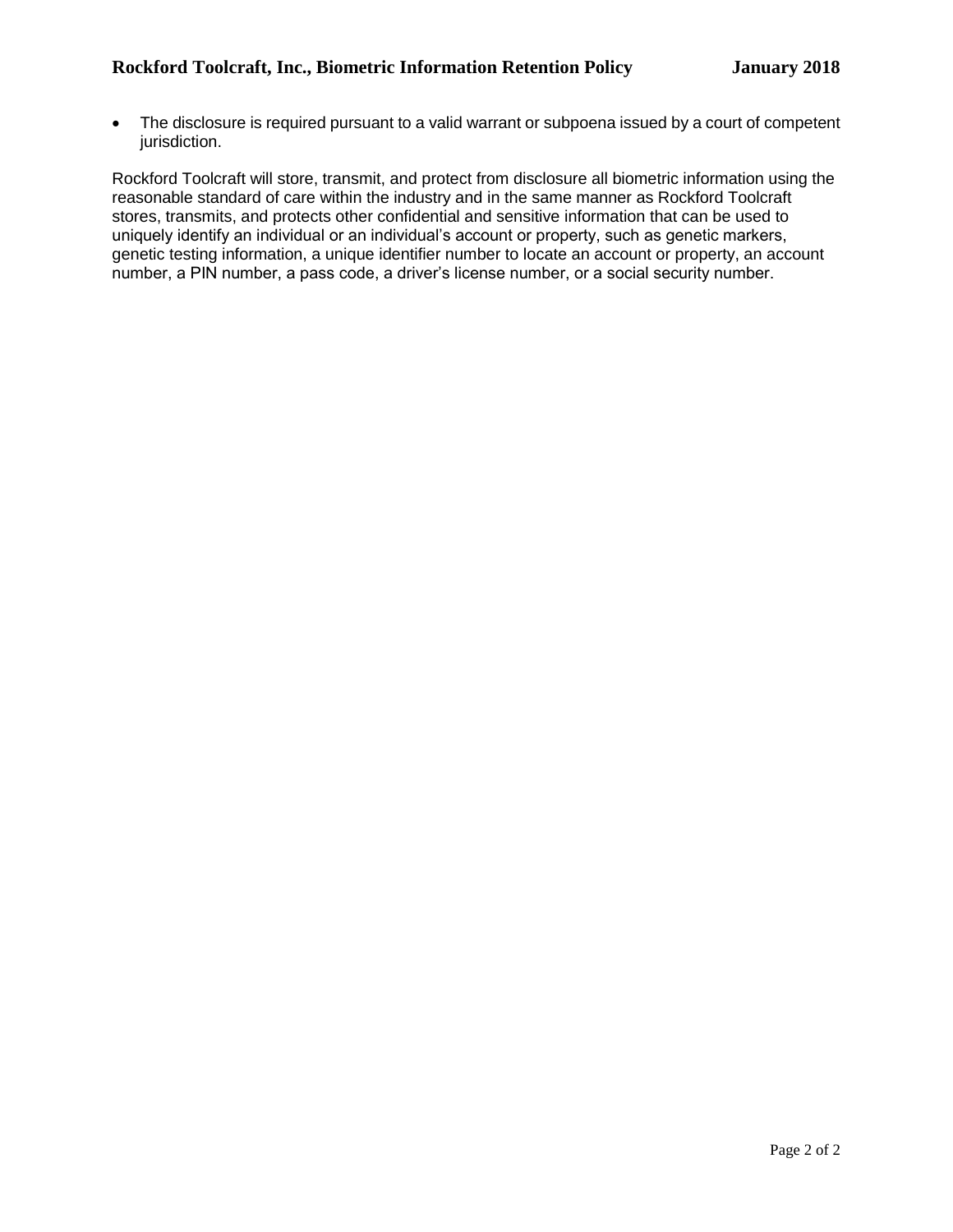- The disclosure is required pursuant to a valid warrant or subpoena issued by a court of competent jurisdiction.

Rockford Toolcraft will store, transmit, and protect from disclosure all biometric information using the reasonable standard of care within the industry and in the same manner as Rockford Toolcraft stores, transmits, and protects other confidential and sensitive information that can be used to uniquely identify an individual or an individual's account or property, such as genetic markers, genetic testing information, a unique identifier number to locate an account or property, an account number, a PIN number, a pass code, a driver's license number, or a social security number.